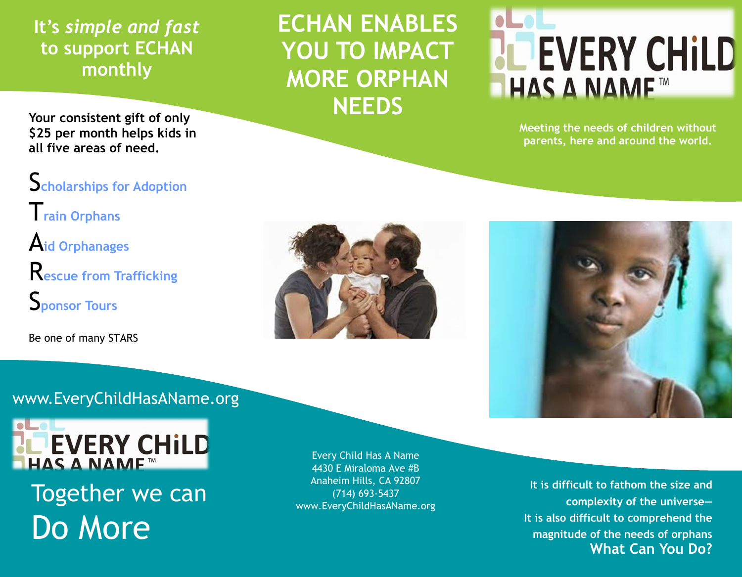## It's *simple and fast* to support ECHAN monthly

**Your consistent gift of only $25 per month helps kids in all five areas of need.**

- **S**cholarships for Adoption
- **T**rain Orphans
- **A**id Orphanages
- **R**escue from Trafficking
- **S**ponsor Tours

Be one of many STARS

www.EveryChildHasAName.org

EVERY CHiLD HAS A NAME™

Together we can

Do More

Every Child Has A Name
4430 E Miraloma Ave #B
Anaheim Hills, CA 92807
(714) 693-5437
www.EveryChildHasAName.org

# ECHAN ENABLES YOU TO IMPACT MORE ORPHAN NEEDS

EVERY CHiLD HAS A NAME™

**Meeting the needs of children without parents, here and around the world.**

**It is difficult to fathom the size and complexity of the universe—**
**It is also difficult to comprehend the magnitude of the needs of orphans**
**What Can You Do?**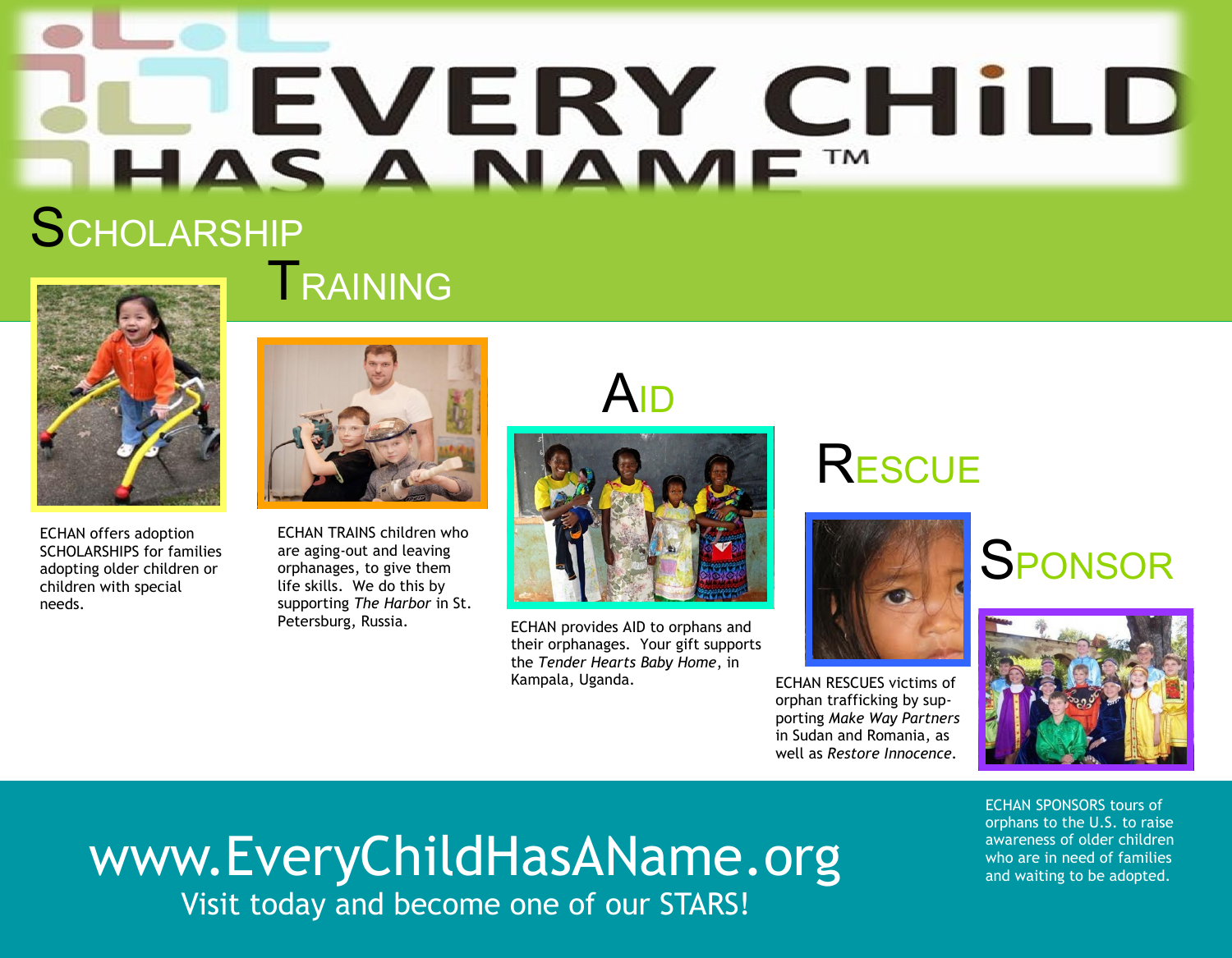# EVERY CHiLD HAS A NAME™

## SCHOLARSHIP

ECHAN offers adoption SCHOLARSHIPS for families adopting older children or children with special needs.

## TRAINING

ECHAN TRAINS children who are aging-out and leaving orphanages, to give them life skills. We do this by supporting *The Harbor* in St. Petersburg, Russia.

## AID

ECHAN provides AID to orphans and their orphanages. Your gift supports the *Tender Hearts Baby Home*, in Kampala, Uganda.

## RESCUE

ECHAN RESCUES victims of orphan trafficking by supporting *Make Way Partners* in Sudan and Romania, as well as *Restore Innocence*.

## SPONSOR

ECHAN SPONSORS tours of orphans to the U.S. to raise awareness of older children who are in need of families and waiting to be adopted.

**www.EveryChildHasAName.org**

Visit today and become one of our STARS!